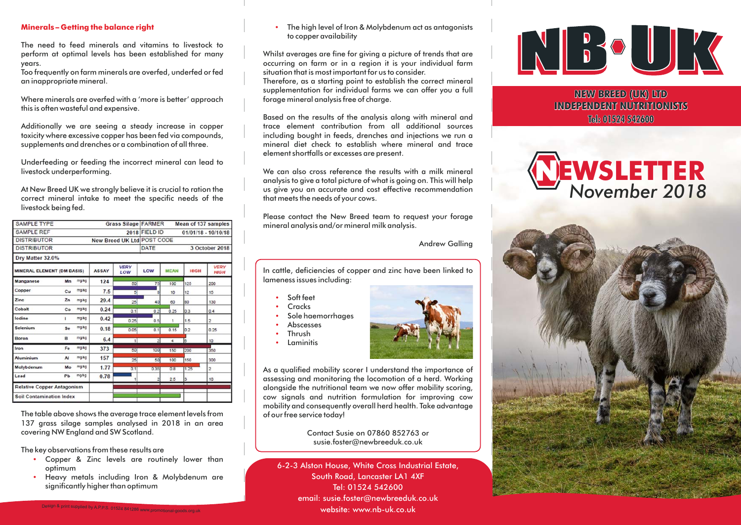## Minerals – Getting the balance right

The need to feed minerals and vitamins to livestock to perform at optimal levels has been established for many years.
Too frequently on farm minerals are overfed, underfed or fed an inappropriate mineral.

Where minerals are overfed with a 'more is better' approach this is often wasteful and expensive.

Additionally we are seeing a steady increase in copper toxicity where excessive copper has been fed via compounds, supplements and drenches or a combination of all three.

Underfeeding or feeding the incorrect mineral can lead to livestock underperforming.

At New Breed UK we strongly believe it is crucial to ration the correct mineral intake to meet the specific needs of the livestock being fed.

| SAMPLE TYPE | Grass Silage | FARMER | Mean of 137 samples |
|---|---|---|---|
| SAMPLE REF | 2018 | FIELD ID | 01/01/18 - 10/10/18 |
| DISTRIBUTOR | New Breed UK Ltd | POST CODE | |
| DISTRIBUTOR | | DATE | 3 October 2018 |

Dry Matter 32.0%

| MINERAL ELEMENT (DM BASIS) | | | ASSAY | VERY LOW | LOW | MEAN | HIGH | VERY HIGH |
|---|---|---|---|---|---|---|---|---|
| Manganese | Mn | mg/kg | 124 | 50 | 75 | 100 | 125 | 200 |
| Copper | Cu | mg/kg | 7.5 | 5 | 8 | 10 | 12 | 15 |
| Zinc | Zn | mg/kg | 29.4 | 25 | 40 | 60 | 80 | 130 |
| Cobalt | Co | mg/kg | 0.24 | 0.1 | 0.2 | 0.25 | 0.3 | 0.4 |
| Iodine | I | mg/kg | 0.42 | 0.25 | 0.5 | 1 | 1.5 | 2 |
| Selenium | Se | mg/kg | 0.18 | 0.05 | 0.1 | 0.15 | 0.2 | 0.25 |
| Boron | B | mg/kg | 6.4 | 1 | 2 | 4 | 6 | 10 |
| Iron | Fe | mg/kg | 373 | 50 | 100 | 150 | 200 | 350 |
| Aluminium | Al | mg/kg | 157 | 25 | 50 | 100 | 150 | 300 |
| Molybdenum | Mo | mg/kg | 1.77 | 0.1 | 0.35 | 0.8 | 1.25 | 2 |
| Lead | Pb | mg/kg | 0.78 | 1 | 2 | 2.5 | 3 | 10 |
| Relative Copper Antagonism | | | | | | | | |
| Soil Contamination Index | | | | | | | | |

The table above shows the average trace element levels from 137 grass silage samples analysed in 2018 in an area covering NW England and SW Scotland.

The key observations from these results are

- Copper & Zinc levels are routinely lower than optimum
- Heavy metals including Iron & Molybdenum are significantly higher than optimum
- The high level of Iron & Molybdenum act as antagonists to copper availability

Whilst averages are fine for giving a picture of trends that are occurring on farm or in a region it is your individual farm situation that is most important for us to consider.
Therefore, as a starting point to establish the correct mineral supplementation for individual farms we can offer you a full forage mineral analysis free of charge.

Based on the results of the analysis along with mineral and trace element contribution from all additional sources including bought in feeds, drenches and injections we run a mineral diet check to establish where mineral and trace element shortfalls or excesses are present.

We can also cross reference the results with a milk mineral analysis to give a total picture of what is going on. This will help us give you an accurate and cost effective recommendation that meets the needs of your cows.

Please contact the New Breed team to request your forage mineral analysis and/or mineral milk analysis.

Andrew Galling

In cattle, deficiencies of copper and zinc have been linked to lameness issues including:

- Soft feet
- Cracks
- Sole haemorrhages
- Abscesses
- Thrush
- Laminitis

As a qualified mobility scorer I understand the importance of assessing and monitoring the locomotion of a herd. Working alongside the nutritional team we now offer mobility scoring, cow signals and nutrition formulation for improving cow mobility and consequently overall herd health. Take advantage of our free service today!

Contact Susie on 07860 852763 or
susie.foster@newbreeduk.co.uk

6-2-3 Alston House, White Cross Industrial Estate,
South Road, Lancaster LA1 4XF
Tel: 01524 542600
email: susie.foster@newbreeduk.co.uk
website: www.nb-uk.co.uk

# NB·UK

**NEW BREED (UK) LTD**
**INDEPENDENT NUTRITIONISTS**
**Tel: 01524 542600**

# NEWSLETTER
*November 2018*

Design & print supplied by A.P.P.S. 01524 841286 www.promotional-goods.org.uk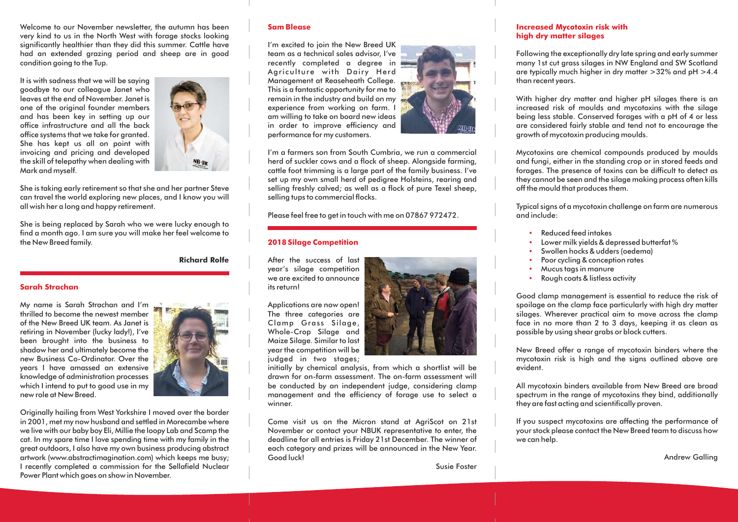Welcome to our November newsletter, the autumn has been very kind to us in the North West with forage stocks looking significantly healthier than they did this summer. Cattle have had an extended grazing period and sheep are in good condition going to the Tup.

It is with sadness that we will be saying goodbye to our colleague Janet who leaves at the end of November. Janet is one of the original founder members and has been key in setting up our office infrastructure and all the back office systems that we take for granted. She has kept us all on point with invoicing and pricing and developed the skill of telepathy when dealing with Mark and myself.

She is taking early retirement so that she and her partner Steve can travel the world exploring new places, and I know you will all wish her a long and happy retirement.

She is being replaced by Sarah who we were lucky enough to find a month ago. I am sure you will make her feel welcome to the New Breed family.

**Richard Rolfe**

## Sarah Strachan

My name is Sarah Strachan and I'm thrilled to become the newest member of the New Breed UK team. As Janet is retiring in November (lucky lady!), I've been brought into the business to shadow her and ultimately become the new Business Co-Ordinator. Over the years I have amassed an extensive knowledge of administration processes which I intend to put to good use in my new role at New Breed.

Originally hailing from West Yorkshire I moved over the border in 2001, met my now husband and settled in Morecambe where we live with our baby boy Eli, Millie the loopy Lab and Scamp the cat. In my spare time I love spending time with my family in the great outdoors, I also have my own business producing abstract artwork (www.abstractimagination.com) which keeps me busy; I recently completed a commission for the Sellafield Nuclear Power Plant which goes on show in November.

## Sam Blease

I'm excited to join the New Breed UK team as a technical sales advisor, I've recently completed a degree in Agriculture with Dairy Herd Management at Reaseheath College. This is a fantastic opportunity for me to remain in the industry and build on my experience from working on farm. I am willing to take on board new ideas in order to improve efficiency and performance for my customers.

I'm a farmers son from South Cumbria, we run a commercial herd of suckler cows and a flock of sheep. Alongside farming, cattle foot trimming is a large part of the family business. I've set up my own small herd of pedigree Holsteins, rearing and selling freshly calved; as well as a flock of pure Texel sheep, selling tups to commercial flocks.

Please feel free to get in touch with me on 07867 972472.

## 2018 Silage Competition

After the success of last year's silage competition we are excited to announce its return!

Applications are now open! The three categories are Clamp Grass Silage, Whole-Crop Silage and Maize Silage. Similar to last year the competition will be judged in two stages; initially by chemical analysis, from which a shortlist will be drawn for the on-farm assessment. The on-farm assessment will be conducted by an independent judge, considering clamp management and the efficiency of forage use to select a winner.

Come visit us on the Micron stand at AgriScot on 21st November or contact your NBUK representative to enter, the deadline for all entries is Friday 21st December. The winner of each category and prizes will be announced in the New Year. Good luck!

Susie Foster

## Increased Mycotoxin risk with high dry matter silages

Following the exceptionally dry late spring and early summer many 1st cut grass silages in NW England and SW Scotland are typically much higher in dry matter >32% and pH >4.4 than recent years.

With higher dry matter and higher pH silages there is an increased risk of moulds and mycotoxins with the silage being less stable. Conserved forages with a pH of 4 or less are considered fairly stable and tend not to encourage the growth of mycotoxin producing moulds.

Mycotoxins are chemical compounds produced by moulds and fungi, either in the standing crop or in stored feeds and forages. The presence of toxins can be difficult to detect as they cannot be seen and the silage making process often kills off the mould that produces them.

Typical signs of a mycotoxin challenge on farm are numerous and include:

- Reduced feed intakes
- Lower milk yields & depressed butterfat %
- Swollen hocks & udders (oedema)
- Poor cycling & conception rates
- Mucus tags in manure
- Rough coats & listless activity

Good clamp management is essential to reduce the risk of spoilage on the clamp face particularly with high dry matter silages. Wherever practical aim to move across the clamp face in no more than 2 to 3 days, keeping it as clean as possible by using shear grabs or block cutters.

New Breed offer a range of mycotoxin binders where the mycotoxin risk is high and the signs outlined above are evident.

All mycotoxin binders available from New Breed are broad spectrum in the range of mycotoxins they bind, additionally they are fast acting and scientifically proven.

If you suspect mycotoxins are affecting the performance of your stock please contact the New Breed team to discuss how we can help.

Andrew Galling